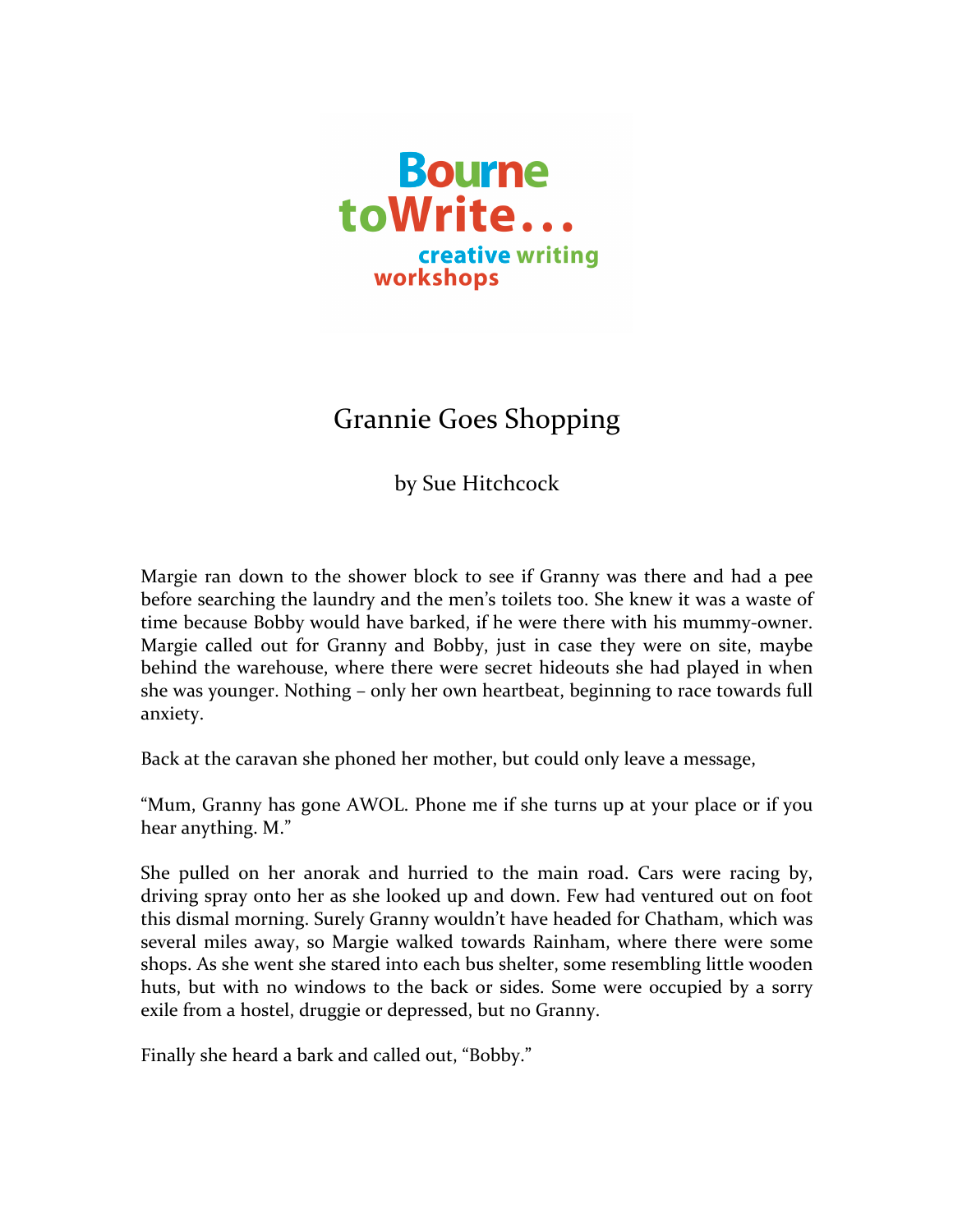Bourne toWrite...
creative writing workshops

# Grannie Goes Shopping

by Sue Hitchcock

Margie ran down to the shower block to see if Granny was there and had a pee before searching the laundry and the men's toilets too. She knew it was a waste of time because Bobby would have barked, if he were there with his mummy-owner. Margie called out for Granny and Bobby, just in case they were on site, maybe behind the warehouse, where there were secret hideouts she had played in when she was younger. Nothing – only her own heartbeat, beginning to race towards full anxiety.

Back at the caravan she phoned her mother, but could only leave a message,

"Mum, Granny has gone AWOL. Phone me if she turns up at your place or if you hear anything. M."

She pulled on her anorak and hurried to the main road. Cars were racing by, driving spray onto her as she looked up and down. Few had ventured out on foot this dismal morning. Surely Granny wouldn't have headed for Chatham, which was several miles away, so Margie walked towards Rainham, where there were some shops. As she went she stared into each bus shelter, some resembling little wooden huts, but with no windows to the back or sides. Some were occupied by a sorry exile from a hostel, druggie or depressed, but no Granny.

Finally she heard a bark and called out, "Bobby."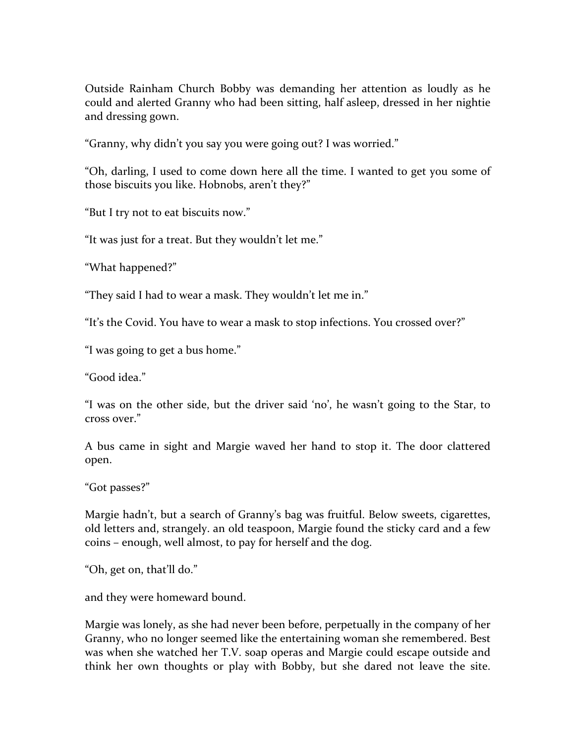Outside Rainham Church Bobby was demanding her attention as loudly as he could and alerted Granny who had been sitting, half asleep, dressed in her nightie and dressing gown.

"Granny, why didn't you say you were going out? I was worried."

"Oh, darling, I used to come down here all the time. I wanted to get you some of those biscuits you like. Hobnobs, aren't they?"

"But I try not to eat biscuits now."

"It was just for a treat. But they wouldn't let me."

"What happened?"

"They said I had to wear a mask. They wouldn't let me in."

"It's the Covid. You have to wear a mask to stop infections. You crossed over?"

"I was going to get a bus home."

"Good idea."

"I was on the other side, but the driver said 'no', he wasn't going to the Star, to cross over."

A bus came in sight and Margie waved her hand to stop it. The door clattered open.

"Got passes?"

Margie hadn't, but a search of Granny's bag was fruitful. Below sweets, cigarettes, old letters and, strangely. an old teaspoon, Margie found the sticky card and a few coins – enough, well almost, to pay for herself and the dog.

"Oh, get on, that'll do."

and they were homeward bound.

Margie was lonely, as she had never been before, perpetually in the company of her Granny, who no longer seemed like the entertaining woman she remembered. Best was when she watched her T.V. soap operas and Margie could escape outside and think her own thoughts or play with Bobby, but she dared not leave the site.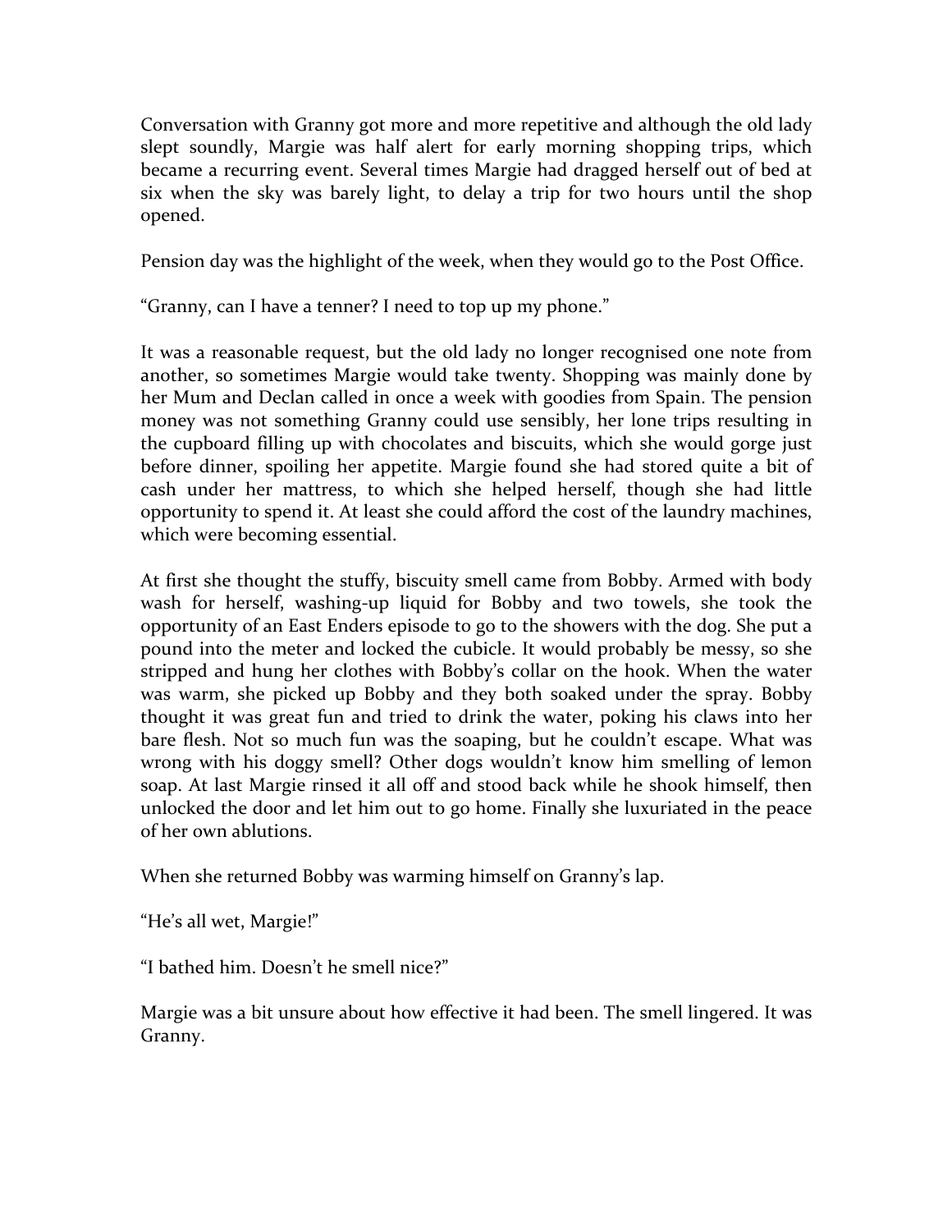Conversation with Granny got more and more repetitive and although the old lady slept soundly, Margie was half alert for early morning shopping trips, which became a recurring event. Several times Margie had dragged herself out of bed at six when the sky was barely light, to delay a trip for two hours until the shop opened.

Pension day was the highlight of the week, when they would go to the Post Office.

"Granny, can I have a tenner? I need to top up my phone."

It was a reasonable request, but the old lady no longer recognised one note from another, so sometimes Margie would take twenty. Shopping was mainly done by her Mum and Declan called in once a week with goodies from Spain. The pension money was not something Granny could use sensibly, her lone trips resulting in the cupboard filling up with chocolates and biscuits, which she would gorge just before dinner, spoiling her appetite. Margie found she had stored quite a bit of cash under her mattress, to which she helped herself, though she had little opportunity to spend it. At least she could afford the cost of the laundry machines, which were becoming essential.

At first she thought the stuffy, biscuity smell came from Bobby. Armed with body wash for herself, washing-up liquid for Bobby and two towels, she took the opportunity of an East Enders episode to go to the showers with the dog. She put a pound into the meter and locked the cubicle. It would probably be messy, so she stripped and hung her clothes with Bobby's collar on the hook. When the water was warm, she picked up Bobby and they both soaked under the spray. Bobby thought it was great fun and tried to drink the water, poking his claws into her bare flesh. Not so much fun was the soaping, but he couldn't escape. What was wrong with his doggy smell? Other dogs wouldn't know him smelling of lemon soap. At last Margie rinsed it all off and stood back while he shook himself, then unlocked the door and let him out to go home. Finally she luxuriated in the peace of her own ablutions.

When she returned Bobby was warming himself on Granny's lap.

"He's all wet, Margie!"

"I bathed him. Doesn't he smell nice?"

Margie was a bit unsure about how effective it had been. The smell lingered. It was Granny.